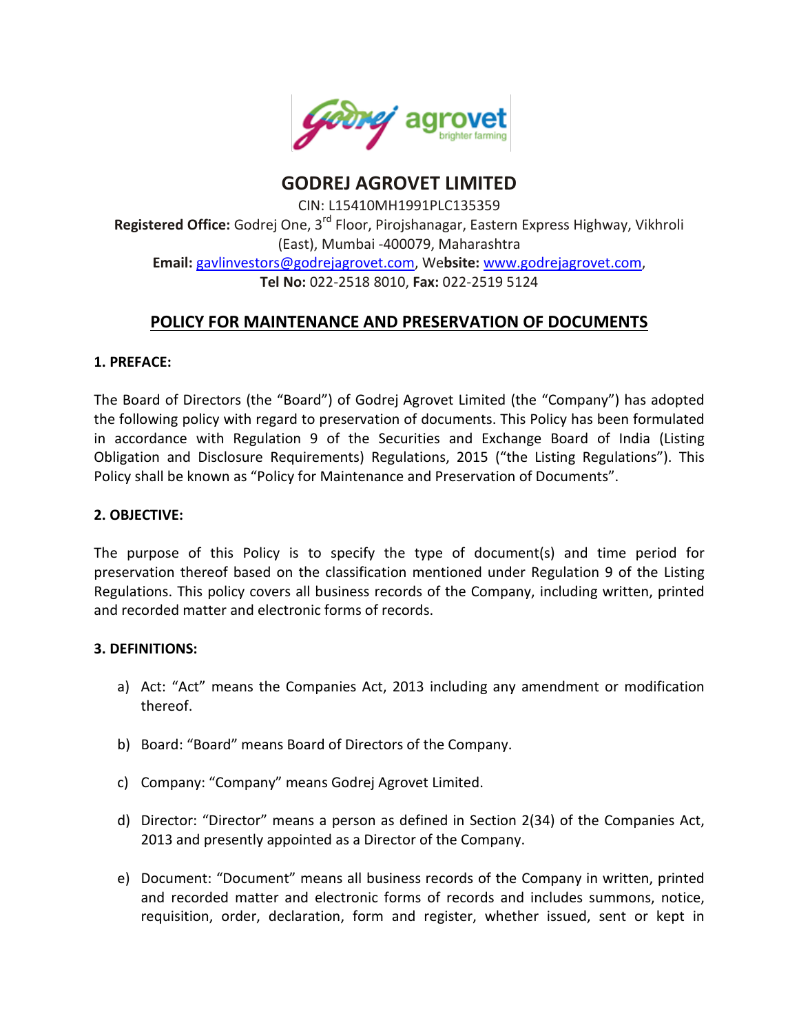# GODREJ AGROVET LIMITED

CIN: L15410MH1991PLC135359

**Registered Office:** Godrej One, 3rd Floor, Pirojshanagar, Eastern Express Highway, Vikhroli (East), Mumbai -400079, Maharashtra

**Email:** gavlinvestors@godrejagrovet.com, **Website:** www.godrejagrovet.com, **Tel No:** 022-2518 8010, **Fax:** 022-2519 5124

## POLICY FOR MAINTENANCE AND PRESERVATION OF DOCUMENTS

### 1. PREFACE:

The Board of Directors (the "Board") of Godrej Agrovet Limited (the "Company") has adopted the following policy with regard to preservation of documents. This Policy has been formulated in accordance with Regulation 9 of the Securities and Exchange Board of India (Listing Obligation and Disclosure Requirements) Regulations, 2015 ("the Listing Regulations"). This Policy shall be known as "Policy for Maintenance and Preservation of Documents".

### 2. OBJECTIVE:

The purpose of this Policy is to specify the type of document(s) and time period for preservation thereof based on the classification mentioned under Regulation 9 of the Listing Regulations. This policy covers all business records of the Company, including written, printed and recorded matter and electronic forms of records.

### 3. DEFINITIONS:

a) Act: "Act" means the Companies Act, 2013 including any amendment or modification thereof.

b) Board: "Board" means Board of Directors of the Company.

c) Company: "Company" means Godrej Agrovet Limited.

d) Director: "Director" means a person as defined in Section 2(34) of the Companies Act, 2013 and presently appointed as a Director of the Company.

e) Document: "Document" means all business records of the Company in written, printed and recorded matter and electronic forms of records and includes summons, notice, requisition, order, declaration, form and register, whether issued, sent or kept in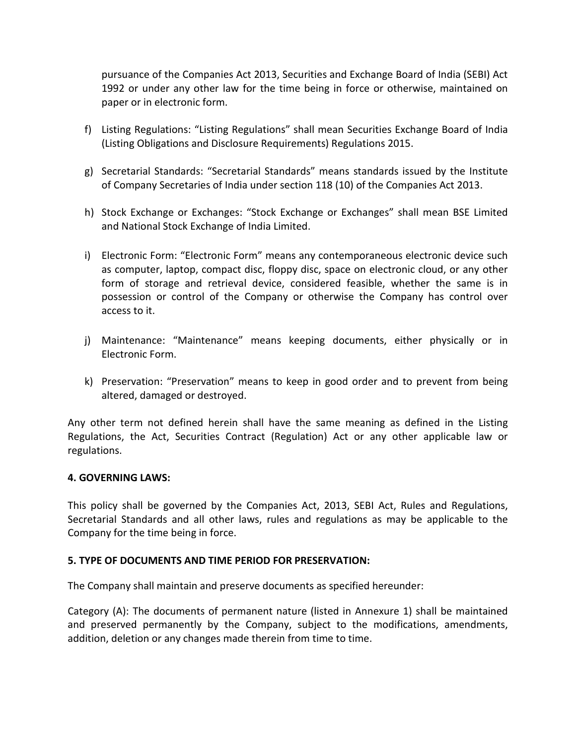pursuance of the Companies Act 2013, Securities and Exchange Board of India (SEBI) Act 1992 or under any other law for the time being in force or otherwise, maintained on paper or in electronic form.

f) Listing Regulations: "Listing Regulations" shall mean Securities Exchange Board of India (Listing Obligations and Disclosure Requirements) Regulations 2015.

g) Secretarial Standards: "Secretarial Standards" means standards issued by the Institute of Company Secretaries of India under section 118 (10) of the Companies Act 2013.

h) Stock Exchange or Exchanges: "Stock Exchange or Exchanges" shall mean BSE Limited and National Stock Exchange of India Limited.

i) Electronic Form: "Electronic Form" means any contemporaneous electronic device such as computer, laptop, compact disc, floppy disc, space on electronic cloud, or any other form of storage and retrieval device, considered feasible, whether the same is in possession or control of the Company or otherwise the Company has control over access to it.

j) Maintenance: "Maintenance" means keeping documents, either physically or in Electronic Form.

k) Preservation: "Preservation" means to keep in good order and to prevent from being altered, damaged or destroyed.

Any other term not defined herein shall have the same meaning as defined in the Listing Regulations, the Act, Securities Contract (Regulation) Act or any other applicable law or regulations.

**4. GOVERNING LAWS:**

This policy shall be governed by the Companies Act, 2013, SEBI Act, Rules and Regulations, Secretarial Standards and all other laws, rules and regulations as may be applicable to the Company for the time being in force.

**5. TYPE OF DOCUMENTS AND TIME PERIOD FOR PRESERVATION:**

The Company shall maintain and preserve documents as specified hereunder:

Category (A): The documents of permanent nature (listed in Annexure 1) shall be maintained and preserved permanently by the Company, subject to the modifications, amendments, addition, deletion or any changes made therein from time to time.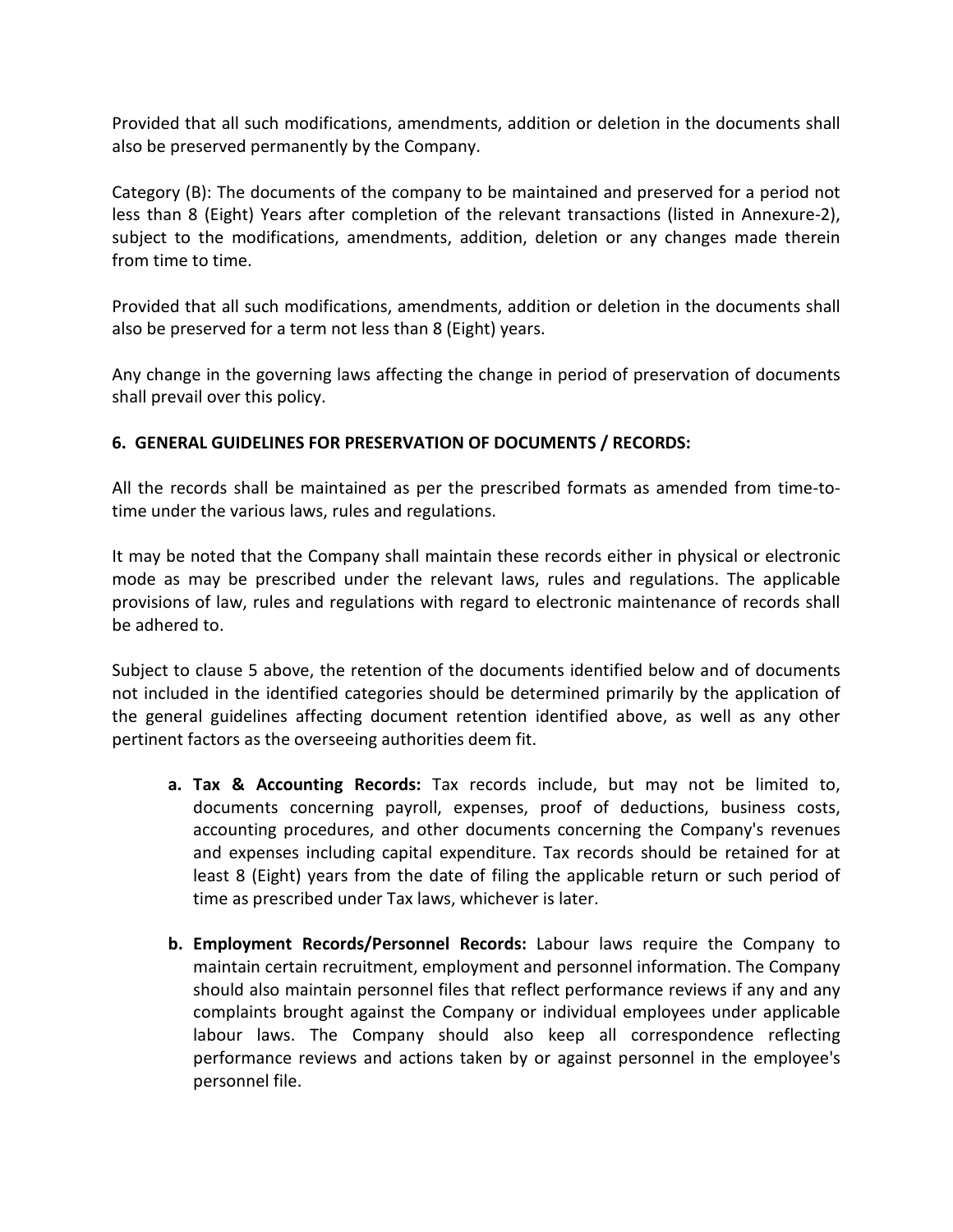Provided that all such modifications, amendments, addition or deletion in the documents shall also be preserved permanently by the Company.

Category (B): The documents of the company to be maintained and preserved for a period not less than 8 (Eight) Years after completion of the relevant transactions (listed in Annexure-2), subject to the modifications, amendments, addition, deletion or any changes made therein from time to time.

Provided that all such modifications, amendments, addition or deletion in the documents shall also be preserved for a term not less than 8 (Eight) years.

Any change in the governing laws affecting the change in period of preservation of documents shall prevail over this policy.

**6. GENERAL GUIDELINES FOR PRESERVATION OF DOCUMENTS / RECORDS:**

All the records shall be maintained as per the prescribed formats as amended from time-to-time under the various laws, rules and regulations.

It may be noted that the Company shall maintain these records either in physical or electronic mode as may be prescribed under the relevant laws, rules and regulations. The applicable provisions of law, rules and regulations with regard to electronic maintenance of records shall be adhered to.

Subject to clause 5 above, the retention of the documents identified below and of documents not included in the identified categories should be determined primarily by the application of the general guidelines affecting document retention identified above, as well as any other pertinent factors as the overseeing authorities deem fit.

a. **Tax & Accounting Records:** Tax records include, but may not be limited to, documents concerning payroll, expenses, proof of deductions, business costs, accounting procedures, and other documents concerning the Company's revenues and expenses including capital expenditure. Tax records should be retained for at least 8 (Eight) years from the date of filing the applicable return or such period of time as prescribed under Tax laws, whichever is later.

b. **Employment Records/Personnel Records:** Labour laws require the Company to maintain certain recruitment, employment and personnel information. The Company should also maintain personnel files that reflect performance reviews if any and any complaints brought against the Company or individual employees under applicable labour laws. The Company should also keep all correspondence reflecting performance reviews and actions taken by or against personnel in the employee's personnel file.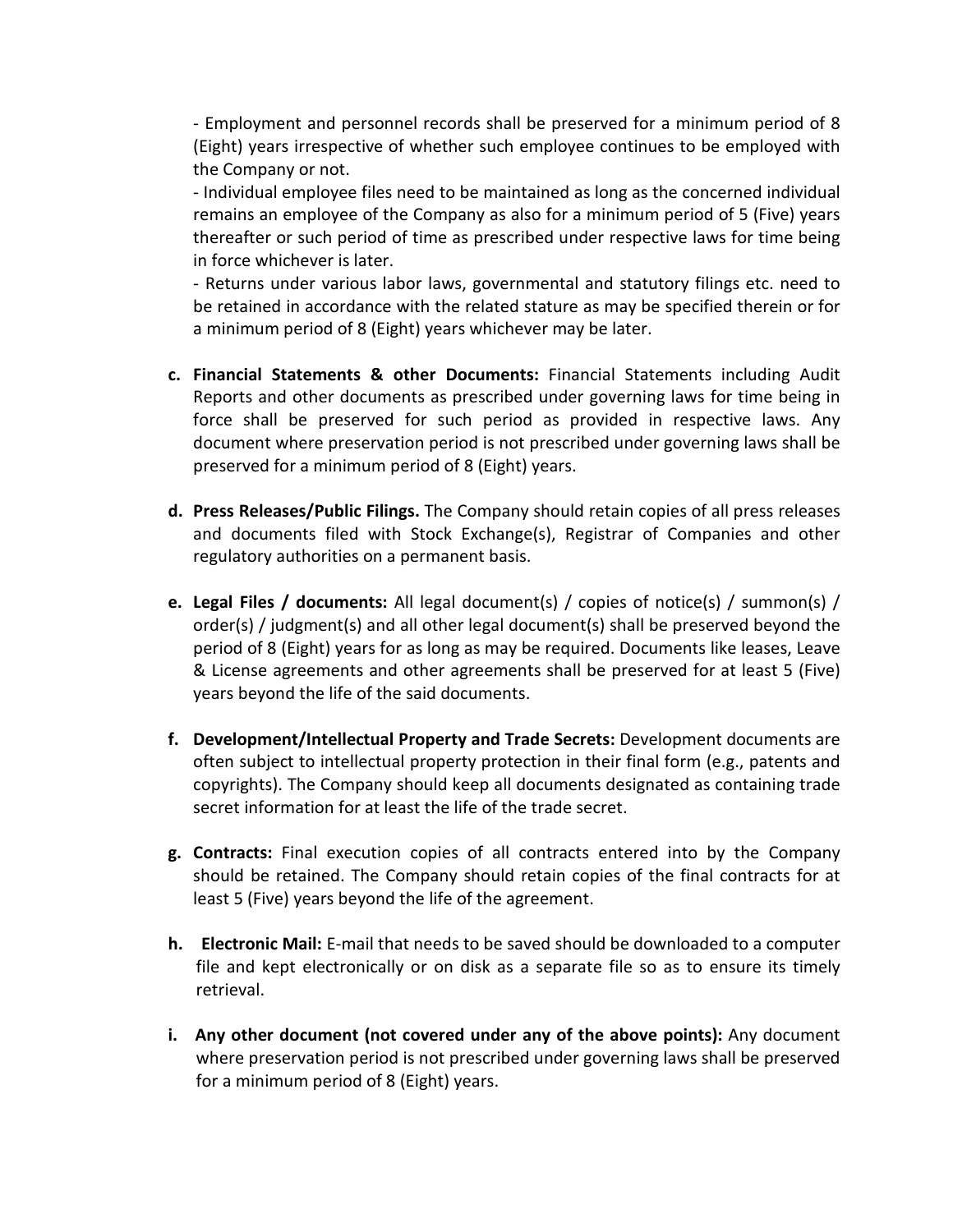- Employment and personnel records shall be preserved for a minimum period of 8 (Eight) years irrespective of whether such employee continues to be employed with the Company or not.

- Individual employee files need to be maintained as long as the concerned individual remains an employee of the Company as also for a minimum period of 5 (Five) years thereafter or such period of time as prescribed under respective laws for time being in force whichever is later.

- Returns under various labor laws, governmental and statutory filings etc. need to be retained in accordance with the related stature as may be specified therein or for a minimum period of 8 (Eight) years whichever may be later.

c. **Financial Statements & other Documents:** Financial Statements including Audit Reports and other documents as prescribed under governing laws for time being in force shall be preserved for such period as provided in respective laws. Any document where preservation period is not prescribed under governing laws shall be preserved for a minimum period of 8 (Eight) years.

d. **Press Releases/Public Filings.** The Company should retain copies of all press releases and documents filed with Stock Exchange(s), Registrar of Companies and other regulatory authorities on a permanent basis.

e. **Legal Files / documents:** All legal document(s) / copies of notice(s) / summon(s) / order(s) / judgment(s) and all other legal document(s) shall be preserved beyond the period of 8 (Eight) years for as long as may be required. Documents like leases, Leave & License agreements and other agreements shall be preserved for at least 5 (Five) years beyond the life of the said documents.

f. **Development/Intellectual Property and Trade Secrets:** Development documents are often subject to intellectual property protection in their final form (e.g., patents and copyrights). The Company should keep all documents designated as containing trade secret information for at least the life of the trade secret.

g. **Contracts:** Final execution copies of all contracts entered into by the Company should be retained. The Company should retain copies of the final contracts for at least 5 (Five) years beyond the life of the agreement.

h. **Electronic Mail:** E-mail that needs to be saved should be downloaded to a computer file and kept electronically or on disk as a separate file so as to ensure its timely retrieval.

i. **Any other document (not covered under any of the above points):** Any document where preservation period is not prescribed under governing laws shall be preserved for a minimum period of 8 (Eight) years.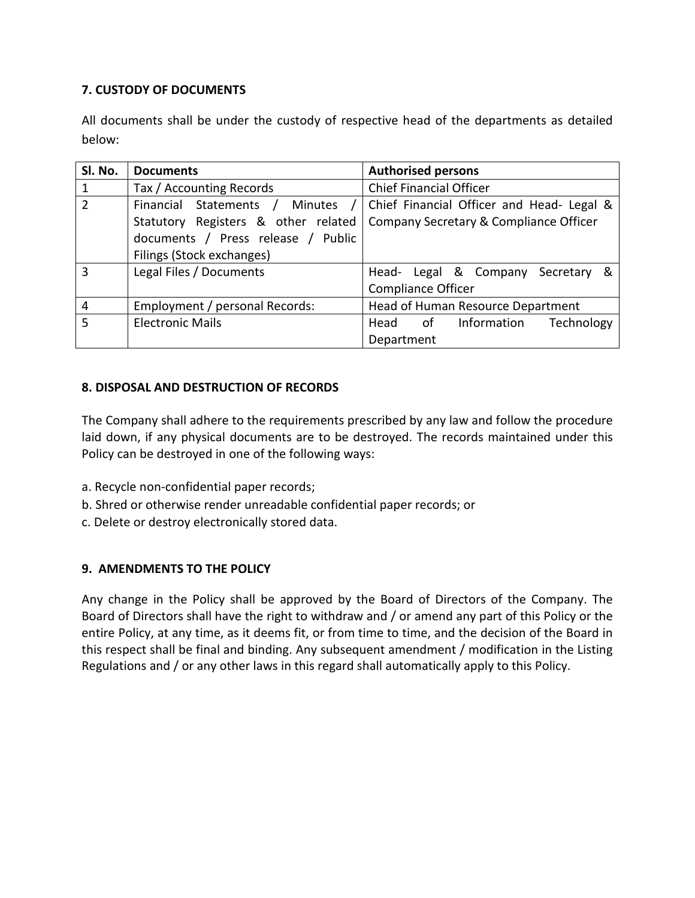### 7. CUSTODY OF DOCUMENTS

All documents shall be under the custody of respective head of the departments as detailed below:

| Sl. No. | Documents | Authorised persons |
|---|---|---|
| 1 | Tax / Accounting Records | Chief Financial Officer |
| 2 | Financial Statements / Minutes / Statutory Registers & other related documents / Press release / Public Filings (Stock exchanges) | Chief Financial Officer and Head- Legal & Company Secretary & Compliance Officer |
| 3 | Legal Files / Documents | Head- Legal & Company Secretary & Compliance Officer |
| 4 | Employment / personal Records: | Head of Human Resource Department |
| 5 | Electronic Mails | Head of Information Technology Department |

### 8. DISPOSAL AND DESTRUCTION OF RECORDS

The Company shall adhere to the requirements prescribed by any law and follow the procedure laid down, if any physical documents are to be destroyed. The records maintained under this Policy can be destroyed in one of the following ways:

a. Recycle non-confidential paper records;

b. Shred or otherwise render unreadable confidential paper records; or

c. Delete or destroy electronically stored data.

### 9. AMENDMENTS TO THE POLICY

Any change in the Policy shall be approved by the Board of Directors of the Company. The Board of Directors shall have the right to withdraw and / or amend any part of this Policy or the entire Policy, at any time, as it deems fit, or from time to time, and the decision of the Board in this respect shall be final and binding. Any subsequent amendment / modification in the Listing Regulations and / or any other laws in this regard shall automatically apply to this Policy.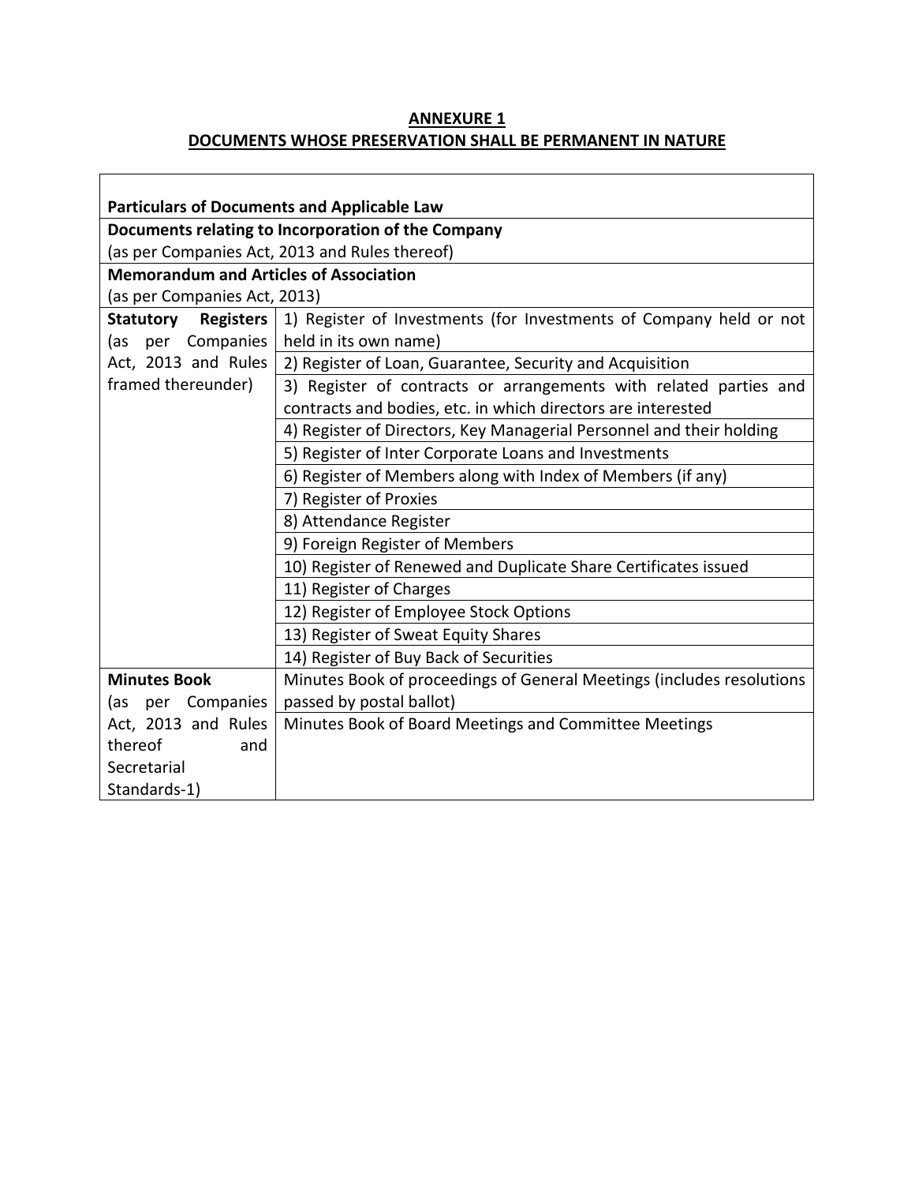## ANNEXURE 1
## DOCUMENTS WHOSE PRESERVATION SHALL BE PERMANENT IN NATURE

| Particulars of Documents and Applicable Law | |
|---|---|
| **Documents relating to Incorporation of the Company** (as per Companies Act, 2013 and Rules thereof) | |
| **Memorandum and Articles of Association** (as per Companies Act, 2013) | |
| **Statutory Registers** (as per Companies Act, 2013 and Rules framed thereunder) | 1) Register of Investments (for Investments of Company held or not held in its own name) |
| | 2) Register of Loan, Guarantee, Security and Acquisition |
| | 3) Register of contracts or arrangements with related parties and contracts and bodies, etc. in which directors are interested |
| | 4) Register of Directors, Key Managerial Personnel and their holding |
| | 5) Register of Inter Corporate Loans and Investments |
| | 6) Register of Members along with Index of Members (if any) |
| | 7) Register of Proxies |
| | 8) Attendance Register |
| | 9) Foreign Register of Members |
| | 10) Register of Renewed and Duplicate Share Certificates issued |
| | 11) Register of Charges |
| | 12) Register of Employee Stock Options |
| | 13) Register of Sweat Equity Shares |
| | 14) Register of Buy Back of Securities |
| **Minutes Book** (as per Companies Act, 2013 and Rules thereof and Secretarial Standards-1) | Minutes Book of proceedings of General Meetings (includes resolutions passed by postal ballot) |
| | Minutes Book of Board Meetings and Committee Meetings |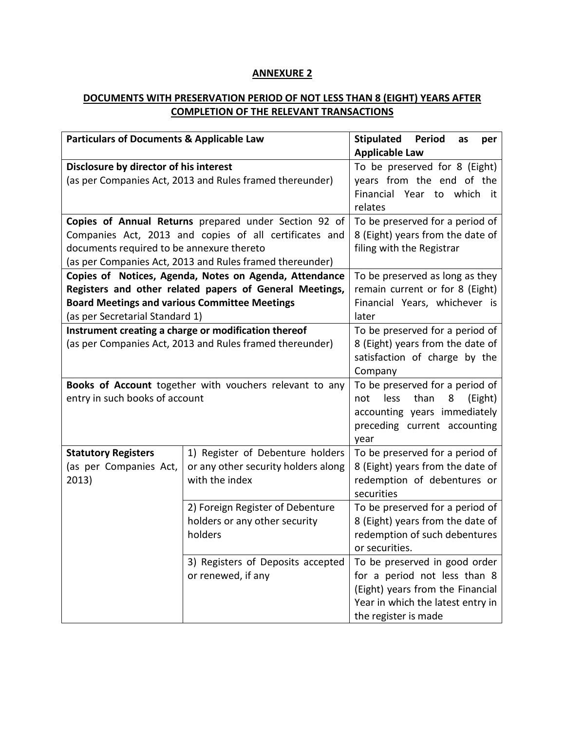## ANNEXURE 2

## DOCUMENTS WITH PRESERVATION PERIOD OF NOT LESS THAN 8 (EIGHT) YEARS AFTER COMPLETION OF THE RELEVANT TRANSACTIONS

| **Particulars of Documents & Applicable Law** | | **Stipulated Period as per Applicable Law** |
|---|---|---|
| **Disclosure by director of his interest** (as per Companies Act, 2013 and Rules framed thereunder) | | To be preserved for 8 (Eight) years from the end of the Financial Year to which it relates |
| **Copies of Annual Returns** prepared under Section 92 of Companies Act, 2013 and copies of all certificates and documents required to be annexure thereto (as per Companies Act, 2013 and Rules framed thereunder) | | To be preserved for a period of 8 (Eight) years from the date of filing with the Registrar |
| **Copies of Notices, Agenda, Notes on Agenda, Attendance Registers and other related papers of General Meetings, Board Meetings and various Committee Meetings** (as per Secretarial Standard 1) | | To be preserved as long as they remain current or for 8 (Eight) Financial Years, whichever is later |
| **Instrument creating a charge or modification thereof** (as per Companies Act, 2013 and Rules framed thereunder) | | To be preserved for a period of 8 (Eight) years from the date of satisfaction of charge by the Company |
| **Books of Account** together with vouchers relevant to any entry in such books of account | | To be preserved for a period of not less than 8 (Eight) accounting years immediately preceding current accounting year |
| **Statutory Registers** (as per Companies Act, 2013) | 1) Register of Debenture holders or any other security holders along with the index | To be preserved for a period of 8 (Eight) years from the date of redemption of debentures or securities |
| | 2) Foreign Register of Debenture holders or any other security holders | To be preserved for a period of 8 (Eight) years from the date of redemption of such debentures or securities. |
| | 3) Registers of Deposits accepted or renewed, if any | To be preserved in good order for a period not less than 8 (Eight) years from the Financial Year in which the latest entry in the register is made |